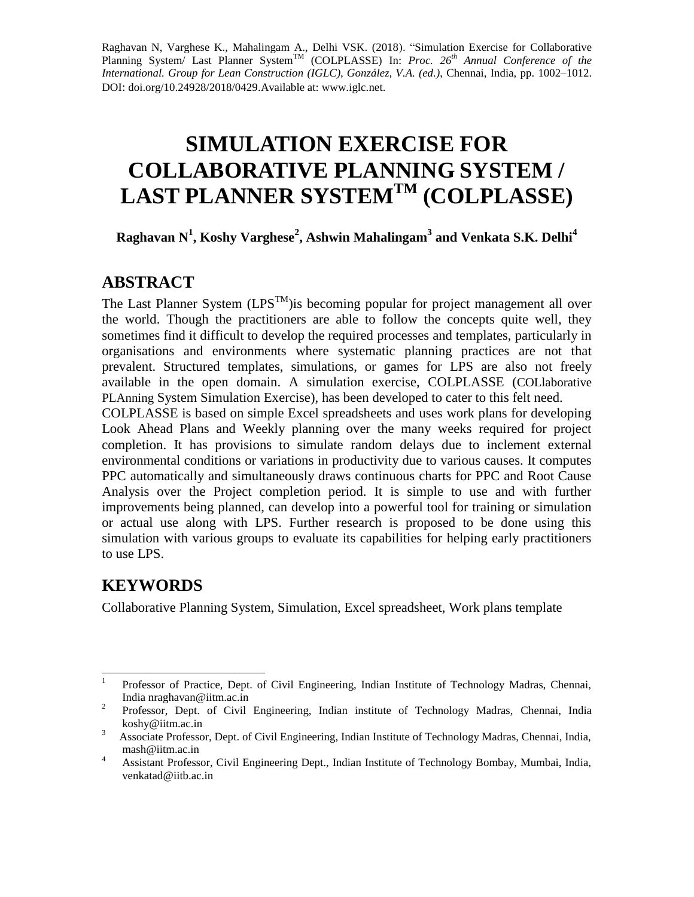Raghavan N, Varghese K., Mahalingam A., Delhi VSK. (2018). "Simulation Exercise for Collaborative Planning System/ Last Planner System$^{TM}$ (COLPLASSE) In: *Proc. 26$^{th}$ Annual Conference of the International. Group for Lean Construction (IGLC), González, V.A. (ed.)*, Chennai, India, pp. 1002–1012. DOI: doi.org/10.24928/2018/0429.Available at: www.iglc.net.

# SIMULATION EXERCISE FOR COLLABORATIVE PLANNING SYSTEM / LAST PLANNER SYSTEM$^{TM}$ (COLPLASSE)

**Raghavan N[1], Koshy Varghese[2], Ashwin Mahalingam[3] and Venkata S.K. Delhi[4]**

## ABSTRACT

The Last Planner System (LPS$^{TM}$)is becoming popular for project management all over the world. Though the practitioners are able to follow the concepts quite well, they sometimes find it difficult to develop the required processes and templates, particularly in organisations and environments where systematic planning practices are not that prevalent. Structured templates, simulations, or games for LPS are also not freely available in the open domain. A simulation exercise, COLPLASSE (COLlaborative PLAnning System Simulation Exercise), has been developed to cater to this felt need.

COLPLASSE is based on simple Excel spreadsheets and uses work plans for developing Look Ahead Plans and Weekly planning over the many weeks required for project completion. It has provisions to simulate random delays due to inclement external environmental conditions or variations in productivity due to various causes. It computes PPC automatically and simultaneously draws continuous charts for PPC and Root Cause Analysis over the Project completion period. It is simple to use and with further improvements being planned, can develop into a powerful tool for training or simulation or actual use along with LPS. Further research is proposed to be done using this simulation with various groups to evaluate its capabilities for helping early practitioners to use LPS.

## KEYWORDS

Collaborative Planning System, Simulation, Excel spreadsheet, Work plans template

---

[1] Professor of Practice, Dept. of Civil Engineering, Indian Institute of Technology Madras, Chennai, India nraghavan@iitm.ac.in

[2] Professor, Dept. of Civil Engineering, Indian institute of Technology Madras, Chennai, India koshy@iitm.ac.in

[3] Associate Professor, Dept. of Civil Engineering, Indian Institute of Technology Madras, Chennai, India, mash@iitm.ac.in

[4] Assistant Professor, Civil Engineering Dept., Indian Institute of Technology Bombay, Mumbai, India, venkatad@iitb.ac.in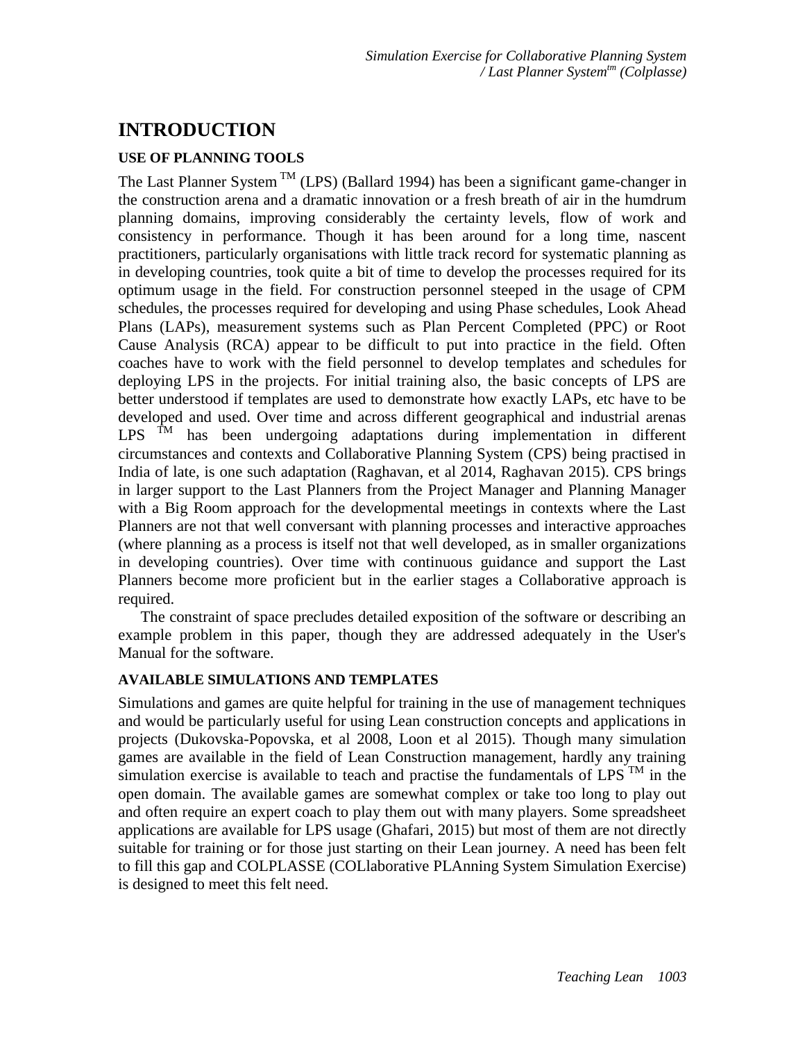# INTRODUCTION

## USE OF PLANNING TOOLS

The Last Planner System ™ (LPS) (Ballard 1994) has been a significant game-changer in the construction arena and a dramatic innovation or a fresh breath of air in the humdrum planning domains, improving considerably the certainty levels, flow of work and consistency in performance. Though it has been around for a long time, nascent practitioners, particularly organisations with little track record for systematic planning as in developing countries, took quite a bit of time to develop the processes required for its optimum usage in the field. For construction personnel steeped in the usage of CPM schedules, the processes required for developing and using Phase schedules, Look Ahead Plans (LAPs), measurement systems such as Plan Percent Completed (PPC) or Root Cause Analysis (RCA) appear to be difficult to put into practice in the field. Often coaches have to work with the field personnel to develop templates and schedules for deploying LPS in the projects. For initial training also, the basic concepts of LPS are better understood if templates are used to demonstrate how exactly LAPs, etc have to be developed and used. Over time and across different geographical and industrial arenas LPS ™ has been undergoing adaptations during implementation in different circumstances and contexts and Collaborative Planning System (CPS) being practised in India of late, is one such adaptation (Raghavan, et al 2014, Raghavan 2015). CPS brings in larger support to the Last Planners from the Project Manager and Planning Manager with a Big Room approach for the developmental meetings in contexts where the Last Planners are not that well conversant with planning processes and interactive approaches (where planning as a process is itself not that well developed, as in smaller organizations in developing countries). Over time with continuous guidance and support the Last Planners become more proficient but in the earlier stages a Collaborative approach is required.

The constraint of space precludes detailed exposition of the software or describing an example problem in this paper, though they are addressed adequately in the User's Manual for the software.

## AVAILABLE SIMULATIONS AND TEMPLATES

Simulations and games are quite helpful for training in the use of management techniques and would be particularly useful for using Lean construction concepts and applications in projects (Dukovska-Popovska, et al 2008, Loon et al 2015). Though many simulation games are available in the field of Lean Construction management, hardly any training simulation exercise is available to teach and practise the fundamentals of LPS ™ in the open domain. The available games are somewhat complex or take too long to play out and often require an expert coach to play them out with many players. Some spreadsheet applications are available for LPS usage (Ghafari, 2015) but most of them are not directly suitable for training or for those just starting on their Lean journey. A need has been felt to fill this gap and COLPLASSE (COLlaborative PLAnning System Simulation Exercise) is designed to meet this felt need.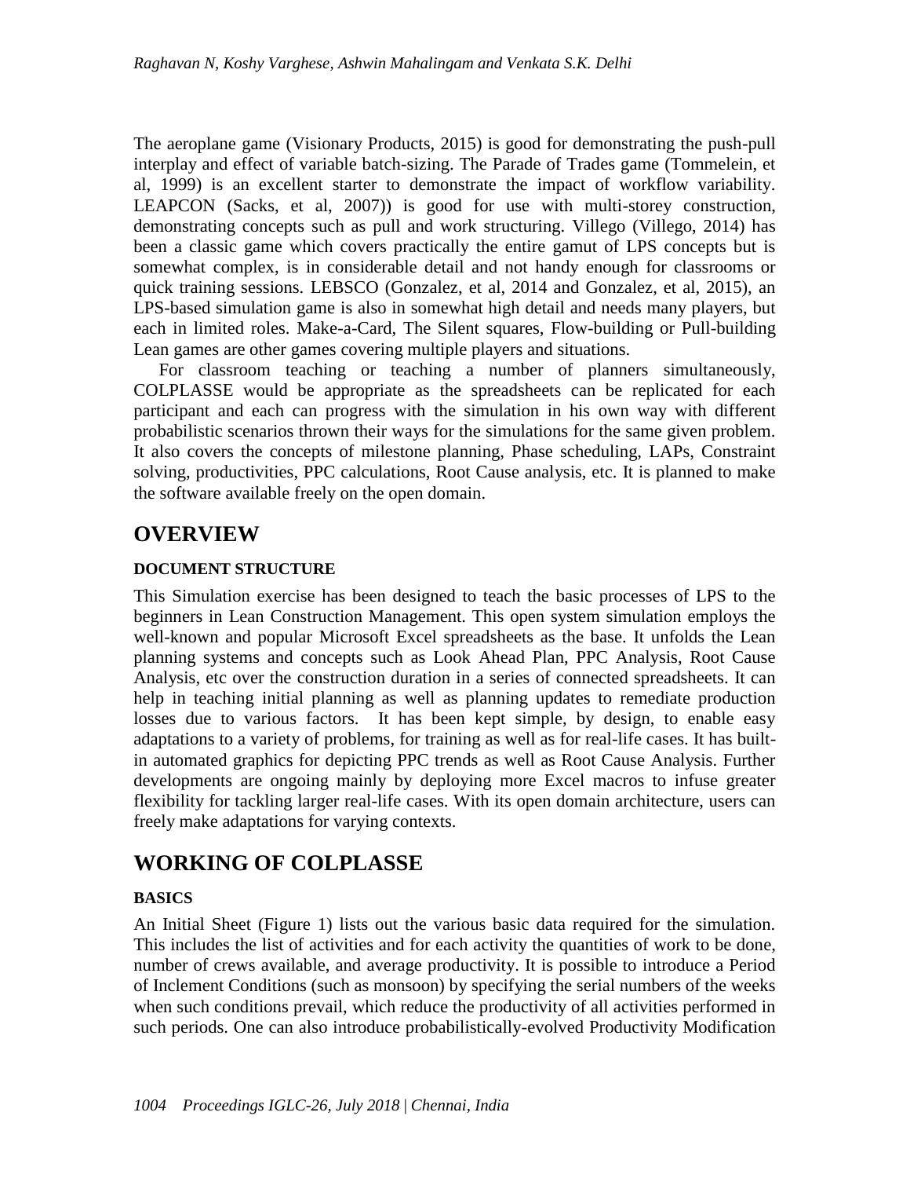The aeroplane game (Visionary Products, 2015) is good for demonstrating the push-pull interplay and effect of variable batch-sizing. The Parade of Trades game (Tommelein, et al, 1999) is an excellent starter to demonstrate the impact of workflow variability. LEAPCON (Sacks, et al, 2007)) is good for use with multi-storey construction, demonstrating concepts such as pull and work structuring. Villego (Villego, 2014) has been a classic game which covers practically the entire gamut of LPS concepts but is somewhat complex, is in considerable detail and not handy enough for classrooms or quick training sessions. LEBSCO (Gonzalez, et al, 2014 and Gonzalez, et al, 2015), an LPS-based simulation game is also in somewhat high detail and needs many players, but each in limited roles. Make-a-Card, The Silent squares, Flow-building or Pull-building Lean games are other games covering multiple players and situations.

For classroom teaching or teaching a number of planners simultaneously, COLPLASSE would be appropriate as the spreadsheets can be replicated for each participant and each can progress with the simulation in his own way with different probabilistic scenarios thrown their ways for the simulations for the same given problem. It also covers the concepts of milestone planning, Phase scheduling, LAPs, Constraint solving, productivities, PPC calculations, Root Cause analysis, etc. It is planned to make the software available freely on the open domain.

# OVERVIEW

## DOCUMENT STRUCTURE

This Simulation exercise has been designed to teach the basic processes of LPS to the beginners in Lean Construction Management. This open system simulation employs the well-known and popular Microsoft Excel spreadsheets as the base. It unfolds the Lean planning systems and concepts such as Look Ahead Plan, PPC Analysis, Root Cause Analysis, etc over the construction duration in a series of connected spreadsheets. It can help in teaching initial planning as well as planning updates to remediate production losses due to various factors. It has been kept simple, by design, to enable easy adaptations to a variety of problems, for training as well as for real-life cases. It has built-in automated graphics for depicting PPC trends as well as Root Cause Analysis. Further developments are ongoing mainly by deploying more Excel macros to infuse greater flexibility for tackling larger real-life cases. With its open domain architecture, users can freely make adaptations for varying contexts.

# WORKING OF COLPLASSE

## BASICS

An Initial Sheet (Figure 1) lists out the various basic data required for the simulation. This includes the list of activities and for each activity the quantities of work to be done, number of crews available, and average productivity. It is possible to introduce a Period of Inclement Conditions (such as monsoon) by specifying the serial numbers of the weeks when such conditions prevail, which reduce the productivity of all activities performed in such periods. One can also introduce probabilistically-evolved Productivity Modification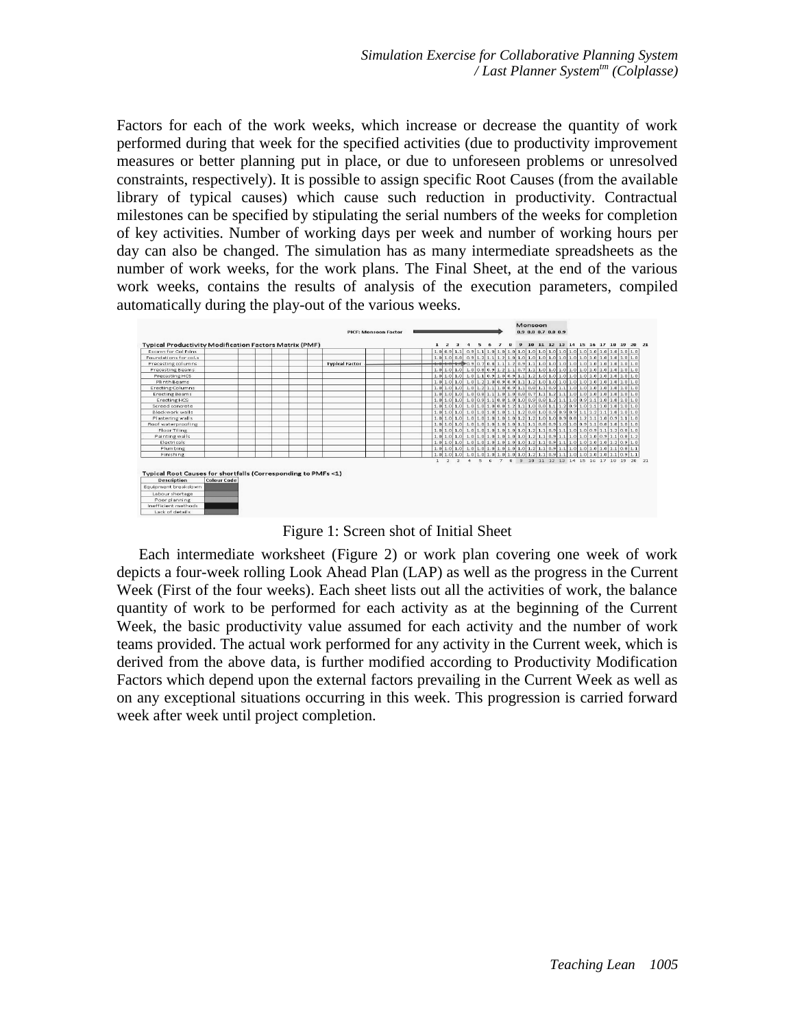Factors for each of the work weeks, which increase or decrease the quantity of work performed during that week for the specified activities (due to productivity improvement measures or better planning put in place, or due to unforeseen problems or unresolved constraints, respectively). It is possible to assign specific Root Causes (from the available library of typical causes) which cause such reduction in productivity. Contractual milestones can be specified by stipulating the serial numbers of the weeks for completion of key activities. Number of working days per week and number of working hours per day can also be changed. The simulation has as many intermediate spreadsheets as the number of work weeks, for the work plans. The Final Sheet, at the end of the various work weeks, contains the results of analysis of the execution parameters, compiled automatically during the play-out of the various weeks.

Figure 1: Screen shot of Initial Sheet

Each intermediate worksheet (Figure 2) or work plan covering one week of work depicts a four-week rolling Look Ahead Plan (LAP) as well as the progress in the Current Week (First of the four weeks). Each sheet lists out all the activities of work, the balance quantity of work to be performed for each activity as at the beginning of the Current Week, the basic productivity value assumed for each activity and the number of work teams provided. The actual work performed for any activity in the Current week, which is derived from the above data, is further modified according to Productivity Modification Factors which depend upon the external factors prevailing in the Current Week as well as on any exceptional situations occurring in this week. This progression is carried forward week after week until project completion.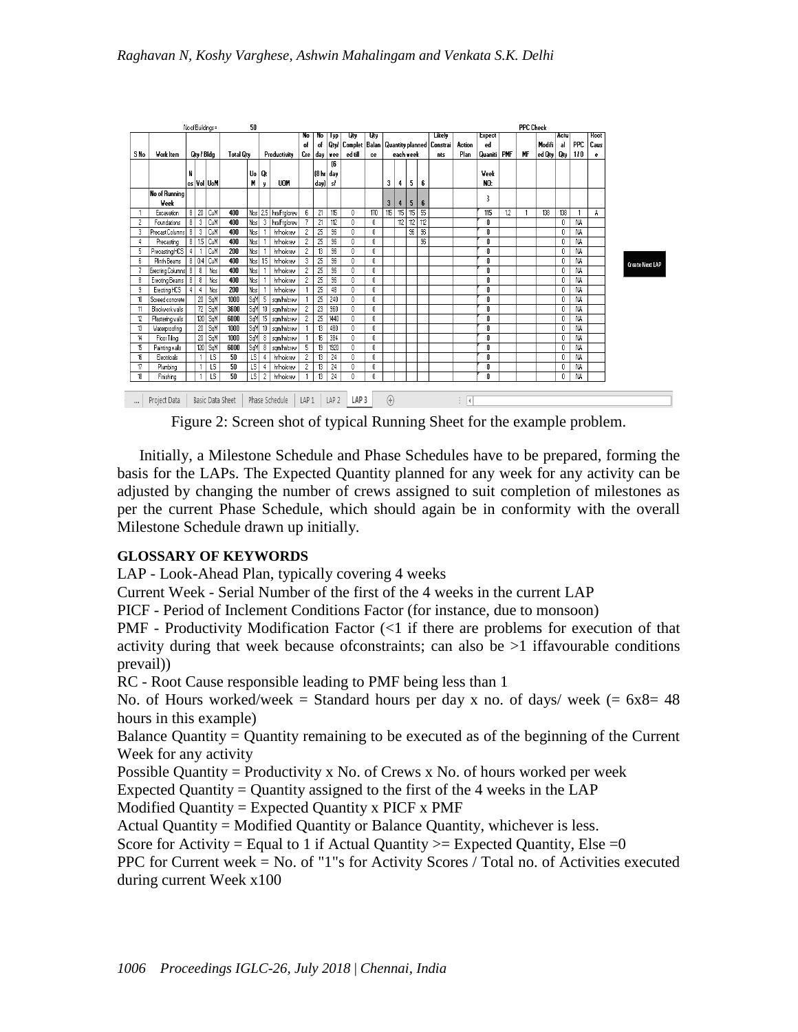No of Buildings = 50

| S No | Work Item | Qty / Bldg | | | Total Qty | Productivity | | | No of Cre | No of day (8 hr day) | Typ Qty/ week (6 day) | Qty Completed till | Qty Balance | Quantity planned each week | | | | Likely Constraints | Action Plan | Expected Quantity (Week NO:) | PMF | MF | Modified Qty | Actual Qty | PPC 1/0 | Root Cause |
|---|---|---|---|---|---|---|---|---|---|---|---|---|---|---|---|---|---|---|---|---|---|---|---|---|---|---|
| | | Nos | Vol | UoM | | UoM | Qty | UOM | | | | | | 3 | 4 | 5 | 6 | | | | | | | | | |
| | No of Running Week | | | | | | | | | | | | | 3 | 4 | 5 | 6 | | | 3 | | | | | | |
| 1 | Excavation | 8 | 20 | CuM | 400 | Nos | 2.5 | hrs/Fig/crew | 6 | 21 | 115 | 0 | 170 | 115 | 115 | 115 | 55 | | | 115 | 1.2 | 1 | 138 | 138 | 1 | A |
| 2 | Foundations | 8 | 3 | CuM | 400 | Nos | 3 | hrs/Fig/crew | 7 | 21 | 112 | 0 | 0 | | 112 | 112 | 112 | | | 0 | | | | 0 | NA | |
| 3 | Precast Columns | 8 | 3 | CuM | 400 | Nos | 1 | hr/no/crew | 2 | 25 | 96 | 0 | 0 | | | 96 | 96 | | | 0 | | | | 0 | NA | |
| 4 | Precasting | 8 | 1.5 | CuM | 400 | Nos | 1 | hr/no/crew | 2 | 25 | 96 | 0 | 0 | | | | 96 | | | 0 | | | | 0 | NA | |
| 5 | Precasting HCS | 4 | 1 | CuM | 200 | Nos | 1 | hr/no/crew | 2 | 13 | 96 | 0 | 0 | | | | | | | 0 | | | | 0 | NA | |
| 6 | Plinth Beams | 8 | 0.4 | CuM | 400 | Nos | 1.5 | hr/no/crew | 3 | 25 | 96 | 0 | 0 | | | | | | | 0 | | | | 0 | NA | |
| 7 | Erecting Columns | 8 | 8 | Nos | 400 | Nos | 1 | hr/no/crew | 2 | 25 | 96 | 0 | 0 | | | | | | | 0 | | | | 0 | NA | |
| 8 | Erecting Beams | 8 | 8 | Nos | 400 | Nos | 1 | hr/no/crew | 2 | 25 | 96 | 0 | 0 | | | | | | | 0 | | | | 0 | NA | |
| 9 | Erecting HCS | 4 | 4 | Nos | 200 | Nos | 1 | hr/no/crew | 1 | 25 | 48 | 0 | 0 | | | | | | | 0 | | | | 0 | NA | |
| 10 | Screed concrete | | 20 | SqM | 1000 | SqM | 5 | sqm/hr/crew | 1 | 25 | 240 | 0 | 0 | | | | | | | 0 | | | | 0 | NA | |
| 11 | Blockwork walls | | 72 | SqM | 3600 | SqM | 10 | sqm/hr/crew | 2 | 23 | 960 | 0 | 0 | | | | | | | 0 | | | | 0 | NA | |
| 12 | Plastering walls | | 120 | SqM | 6000 | SqM | 15 | sqm/hr/crew | 2 | 25 | 1440 | 0 | 0 | | | | | | | 0 | | | | 0 | NA | |
| 13 | Waterproofing | | 20 | SqM | 1000 | SqM | 10 | sqm/hr/crew | 1 | 13 | 480 | 0 | 0 | | | | | | | 0 | | | | 0 | NA | |
| 14 | Floor Tiling | | 20 | SqM | 1000 | SqM | 8 | sqm/hr/crew | 1 | 16 | 384 | 0 | 0 | | | | | | | 0 | | | | 0 | NA | |
| 15 | Painting walls | | 120 | SqM | 6000 | SqM | 8 | sqm/hr/crew | 5 | 19 | 1920 | 0 | 0 | | | | | | | 0 | | | | 0 | NA | |
| 16 | Electricals | | 1 | LS | 50 | LS | 4 | hr/no/crew | 2 | 13 | 24 | 0 | 0 | | | | | | | 0 | | | | 0 | NA | |
| 17 | Plumbing | | 1 | LS | 50 | LS | 4 | hr/no/crew | 2 | 13 | 24 | 0 | 0 | | | | | | | 0 | | | | 0 | NA | |
| 18 | Finishing | | 1 | LS | 50 | LS | 2 | hr/no/crew | 1 | 13 | 24 | 0 | 0 | | | | | | | 0 | | | | 0 | NA | |

PPC Check | Create Next LAP

Project Data | Basic Data Sheet | Phase Schedule | LAP 1 | LAP 2 | LAP 3

Figure 2: Screen shot of typical Running Sheet for the example problem.

Initially, a Milestone Schedule and Phase Schedules have to be prepared, forming the basis for the LAPs. The Expected Quantity planned for any week for any activity can be adjusted by changing the number of crews assigned to suit completion of milestones as per the current Phase Schedule, which should again be in conformity with the overall Milestone Schedule drawn up initially.

**GLOSSARY OF KEYWORDS**

LAP - Look-Ahead Plan, typically covering 4 weeks

Current Week - Serial Number of the first of the 4 weeks in the current LAP

PICF - Period of Inclement Conditions Factor (for instance, due to monsoon)

PMF - Productivity Modification Factor (<1 if there are problems for execution of that activity during that week because ofconstraints; can also be >1 iffavourable conditions prevail))

RC - Root Cause responsible leading to PMF being less than 1

No. of Hours worked/week = Standard hours per day x no. of days/ week (= 6x8= 48 hours in this example)

Balance Quantity = Quantity remaining to be executed as of the beginning of the Current Week for any activity

Possible Quantity = Productivity x No. of Crews x No. of hours worked per week

Expected Quantity = Quantity assigned to the first of the 4 weeks in the LAP

Modified Quantity = Expected Quantity x PICF x PMF

Actual Quantity = Modified Quantity or Balance Quantity, whichever is less.

Score for Activity = Equal to 1 if Actual Quantity >= Expected Quantity, Else =0

PPC for Current week = No. of "1"s for Activity Scores / Total no. of Activities executed during current Week x100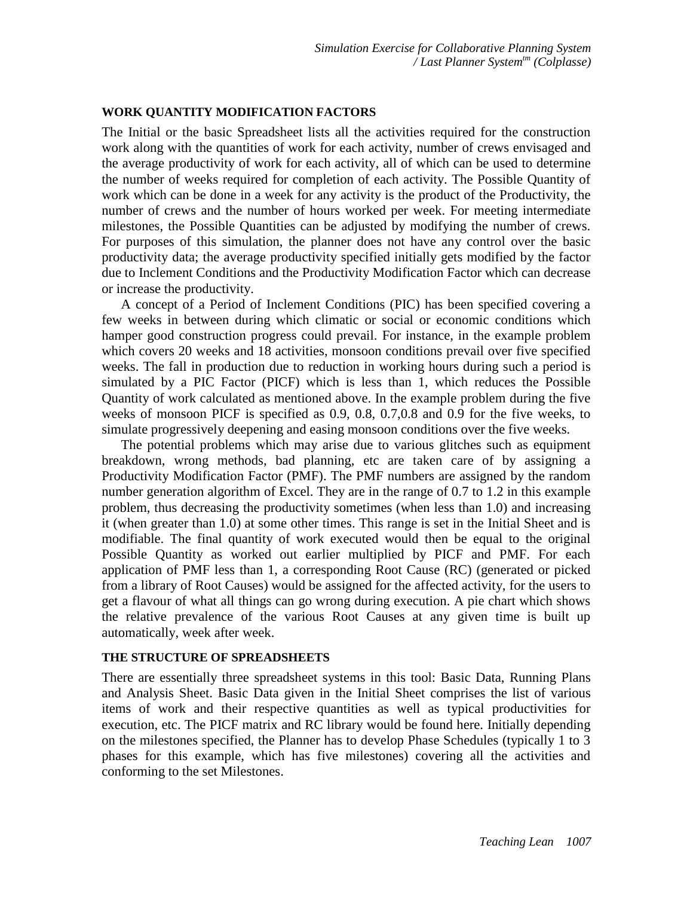## WORK QUANTITY MODIFICATION FACTORS

The Initial or the basic Spreadsheet lists all the activities required for the construction work along with the quantities of work for each activity, number of crews envisaged and the average productivity of work for each activity, all of which can be used to determine the number of weeks required for completion of each activity. The Possible Quantity of work which can be done in a week for any activity is the product of the Productivity, the number of crews and the number of hours worked per week. For meeting intermediate milestones, the Possible Quantities can be adjusted by modifying the number of crews. For purposes of this simulation, the planner does not have any control over the basic productivity data; the average productivity specified initially gets modified by the factor due to Inclement Conditions and the Productivity Modification Factor which can decrease or increase the productivity.

A concept of a Period of Inclement Conditions (PIC) has been specified covering a few weeks in between during which climatic or social or economic conditions which hamper good construction progress could prevail. For instance, in the example problem which covers 20 weeks and 18 activities, monsoon conditions prevail over five specified weeks. The fall in production due to reduction in working hours during such a period is simulated by a PIC Factor (PICF) which is less than 1, which reduces the Possible Quantity of work calculated as mentioned above. In the example problem during the five weeks of monsoon PICF is specified as 0.9, 0.8, 0.7,0.8 and 0.9 for the five weeks, to simulate progressively deepening and easing monsoon conditions over the five weeks.

The potential problems which may arise due to various glitches such as equipment breakdown, wrong methods, bad planning, etc are taken care of by assigning a Productivity Modification Factor (PMF). The PMF numbers are assigned by the random number generation algorithm of Excel. They are in the range of 0.7 to 1.2 in this example problem, thus decreasing the productivity sometimes (when less than 1.0) and increasing it (when greater than 1.0) at some other times. This range is set in the Initial Sheet and is modifiable. The final quantity of work executed would then be equal to the original Possible Quantity as worked out earlier multiplied by PICF and PMF. For each application of PMF less than 1, a corresponding Root Cause (RC) (generated or picked from a library of Root Causes) would be assigned for the affected activity, for the users to get a flavour of what all things can go wrong during execution. A pie chart which shows the relative prevalence of the various Root Causes at any given time is built up automatically, week after week.

## THE STRUCTURE OF SPREADSHEETS

There are essentially three spreadsheet systems in this tool: Basic Data, Running Plans and Analysis Sheet. Basic Data given in the Initial Sheet comprises the list of various items of work and their respective quantities as well as typical productivities for execution, etc. The PICF matrix and RC library would be found here. Initially depending on the milestones specified, the Planner has to develop Phase Schedules (typically 1 to 3 phases for this example, which has five milestones) covering all the activities and conforming to the set Milestones.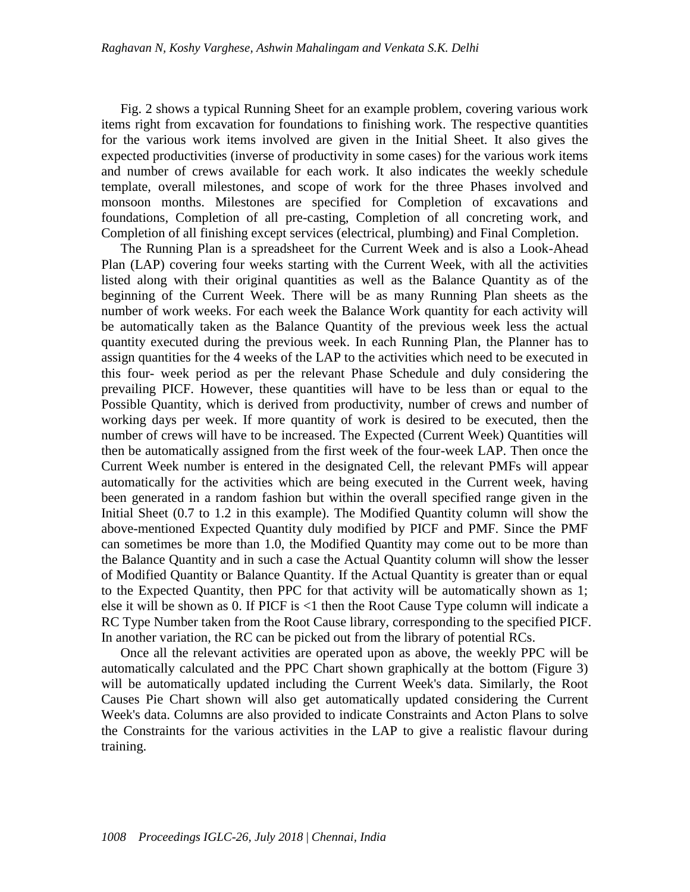Fig. 2 shows a typical Running Sheet for an example problem, covering various work items right from excavation for foundations to finishing work. The respective quantities for the various work items involved are given in the Initial Sheet. It also gives the expected productivities (inverse of productivity in some cases) for the various work items and number of crews available for each work. It also indicates the weekly schedule template, overall milestones, and scope of work for the three Phases involved and monsoon months. Milestones are specified for Completion of excavations and foundations, Completion of all pre-casting, Completion of all concreting work, and Completion of all finishing except services (electrical, plumbing) and Final Completion.

The Running Plan is a spreadsheet for the Current Week and is also a Look-Ahead Plan (LAP) covering four weeks starting with the Current Week, with all the activities listed along with their original quantities as well as the Balance Quantity as of the beginning of the Current Week. There will be as many Running Plan sheets as the number of work weeks. For each week the Balance Work quantity for each activity will be automatically taken as the Balance Quantity of the previous week less the actual quantity executed during the previous week. In each Running Plan, the Planner has to assign quantities for the 4 weeks of the LAP to the activities which need to be executed in this four- week period as per the relevant Phase Schedule and duly considering the prevailing PICF. However, these quantities will have to be less than or equal to the Possible Quantity, which is derived from productivity, number of crews and number of working days per week. If more quantity of work is desired to be executed, then the number of crews will have to be increased. The Expected (Current Week) Quantities will then be automatically assigned from the first week of the four-week LAP. Then once the Current Week number is entered in the designated Cell, the relevant PMFs will appear automatically for the activities which are being executed in the Current week, having been generated in a random fashion but within the overall specified range given in the Initial Sheet (0.7 to 1.2 in this example). The Modified Quantity column will show the above-mentioned Expected Quantity duly modified by PICF and PMF. Since the PMF can sometimes be more than 1.0, the Modified Quantity may come out to be more than the Balance Quantity and in such a case the Actual Quantity column will show the lesser of Modified Quantity or Balance Quantity. If the Actual Quantity is greater than or equal to the Expected Quantity, then PPC for that activity will be automatically shown as 1; else it will be shown as 0. If PICF is <1 then the Root Cause Type column will indicate a RC Type Number taken from the Root Cause library, corresponding to the specified PICF. In another variation, the RC can be picked out from the library of potential RCs.

Once all the relevant activities are operated upon as above, the weekly PPC will be automatically calculated and the PPC Chart shown graphically at the bottom (Figure 3) will be automatically updated including the Current Week's data. Similarly, the Root Causes Pie Chart shown will also get automatically updated considering the Current Week's data. Columns are also provided to indicate Constraints and Acton Plans to solve the Constraints for the various activities in the LAP to give a realistic flavour during training.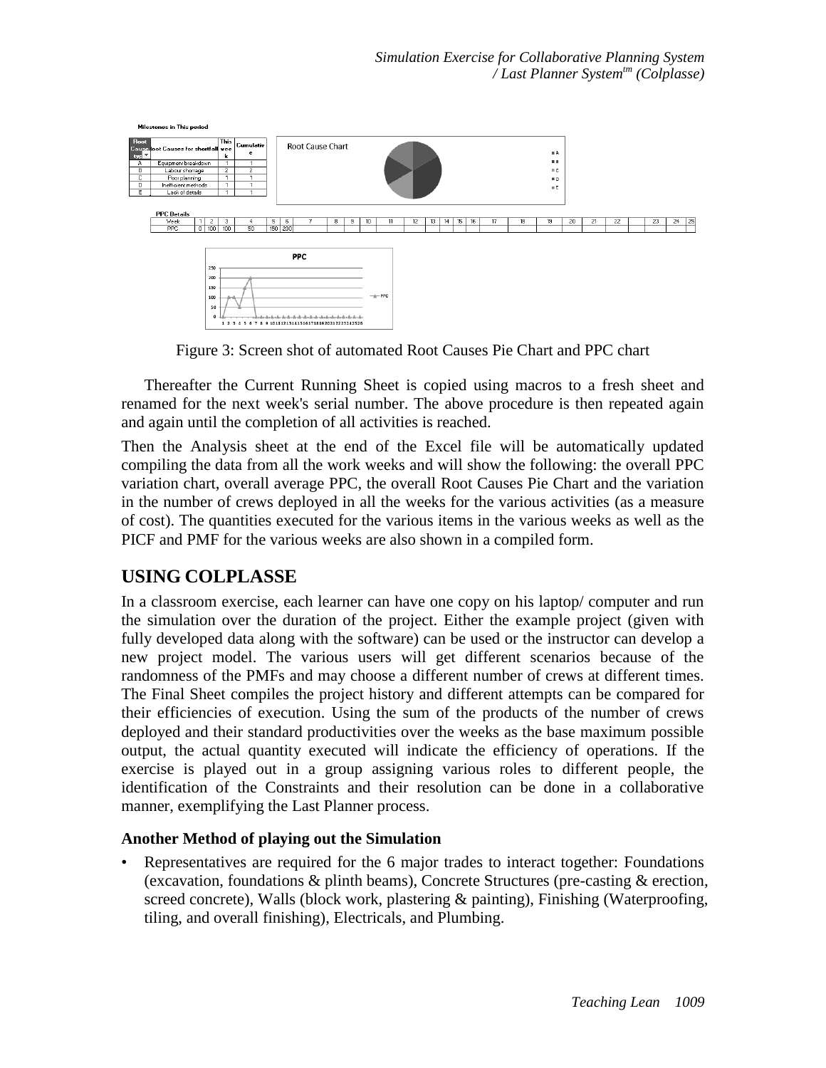Figure 3: Screen shot of automated Root Causes Pie Chart and PPC chart

Thereafter the Current Running Sheet is copied using macros to a fresh sheet and renamed for the next week's serial number. The above procedure is then repeated again and again until the completion of all activities is reached.

Then the Analysis sheet at the end of the Excel file will be automatically updated compiling the data from all the work weeks and will show the following: the overall PPC variation chart, overall average PPC, the overall Root Causes Pie Chart and the variation in the number of crews deployed in all the weeks for the various activities (as a measure of cost). The quantities executed for the various items in the various weeks as well as the PICF and PMF for the various weeks are also shown in a compiled form.

## USING COLPLASSE

In a classroom exercise, each learner can have one copy on his laptop/ computer and run the simulation over the duration of the project. Either the example project (given with fully developed data along with the software) can be used or the instructor can develop a new project model. The various users will get different scenarios because of the randomness of the PMFs and may choose a different number of crews at different times. The Final Sheet compiles the project history and different attempts can be compared for their efficiencies of execution. Using the sum of the products of the number of crews deployed and their standard productivities over the weeks as the base maximum possible output, the actual quantity executed will indicate the efficiency of operations. If the exercise is played out in a group assigning various roles to different people, the identification of the Constraints and their resolution can be done in a collaborative manner, exemplifying the Last Planner process.

### Another Method of playing out the Simulation

- Representatives are required for the 6 major trades to interact together: Foundations (excavation, foundations & plinth beams), Concrete Structures (pre-casting & erection, screed concrete), Walls (block work, plastering & painting), Finishing (Waterproofing, tiling, and overall finishing), Electricals, and Plumbing.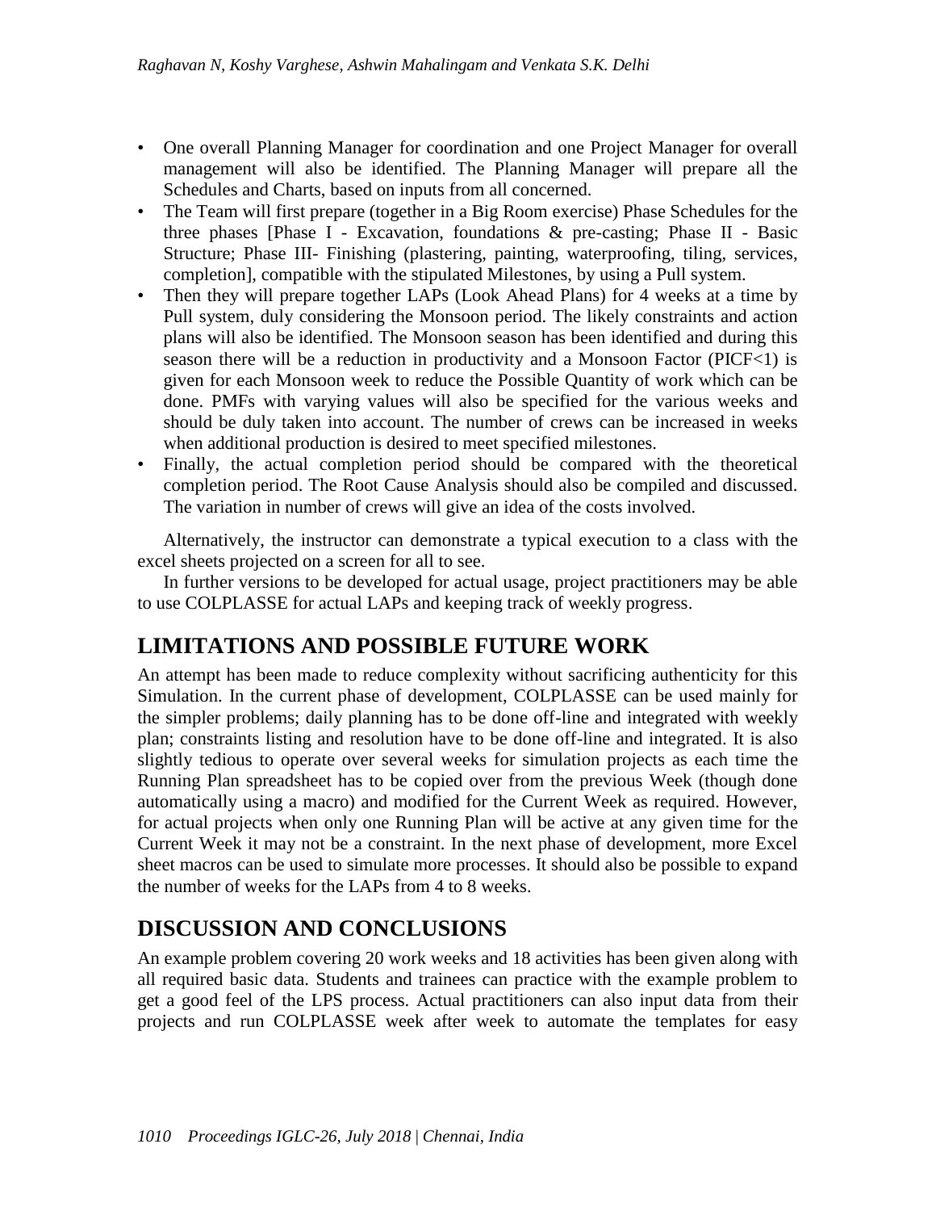- One overall Planning Manager for coordination and one Project Manager for overall management will also be identified. The Planning Manager will prepare all the Schedules and Charts, based on inputs from all concerned.
- The Team will first prepare (together in a Big Room exercise) Phase Schedules for the three phases [Phase I - Excavation, foundations & pre-casting; Phase II - Basic Structure; Phase III- Finishing (plastering, painting, waterproofing, tiling, services, completion], compatible with the stipulated Milestones, by using a Pull system.
- Then they will prepare together LAPs (Look Ahead Plans) for 4 weeks at a time by Pull system, duly considering the Monsoon period. The likely constraints and action plans will also be identified. The Monsoon season has been identified and during this season there will be a reduction in productivity and a Monsoon Factor (PICF<1) is given for each Monsoon week to reduce the Possible Quantity of work which can be done. PMFs with varying values will also be specified for the various weeks and should be duly taken into account. The number of crews can be increased in weeks when additional production is desired to meet specified milestones.
- Finally, the actual completion period should be compared with the theoretical completion period. The Root Cause Analysis should also be compiled and discussed. The variation in number of crews will give an idea of the costs involved.

Alternatively, the instructor can demonstrate a typical execution to a class with the excel sheets projected on a screen for all to see.

In further versions to be developed for actual usage, project practitioners may be able to use COLPLASSE for actual LAPs and keeping track of weekly progress.

## LIMITATIONS AND POSSIBLE FUTURE WORK

An attempt has been made to reduce complexity without sacrificing authenticity for this Simulation. In the current phase of development, COLPLASSE can be used mainly for the simpler problems; daily planning has to be done off-line and integrated with weekly plan; constraints listing and resolution have to be done off-line and integrated. It is also slightly tedious to operate over several weeks for simulation projects as each time the Running Plan spreadsheet has to be copied over from the previous Week (though done automatically using a macro) and modified for the Current Week as required. However, for actual projects when only one Running Plan will be active at any given time for the Current Week it may not be a constraint. In the next phase of development, more Excel sheet macros can be used to simulate more processes. It should also be possible to expand the number of weeks for the LAPs from 4 to 8 weeks.

## DISCUSSION AND CONCLUSIONS

An example problem covering 20 work weeks and 18 activities has been given along with all required basic data. Students and trainees can practice with the example problem to get a good feel of the LPS process. Actual practitioners can also input data from their projects and run COLPLASSE week after week to automate the templates for easy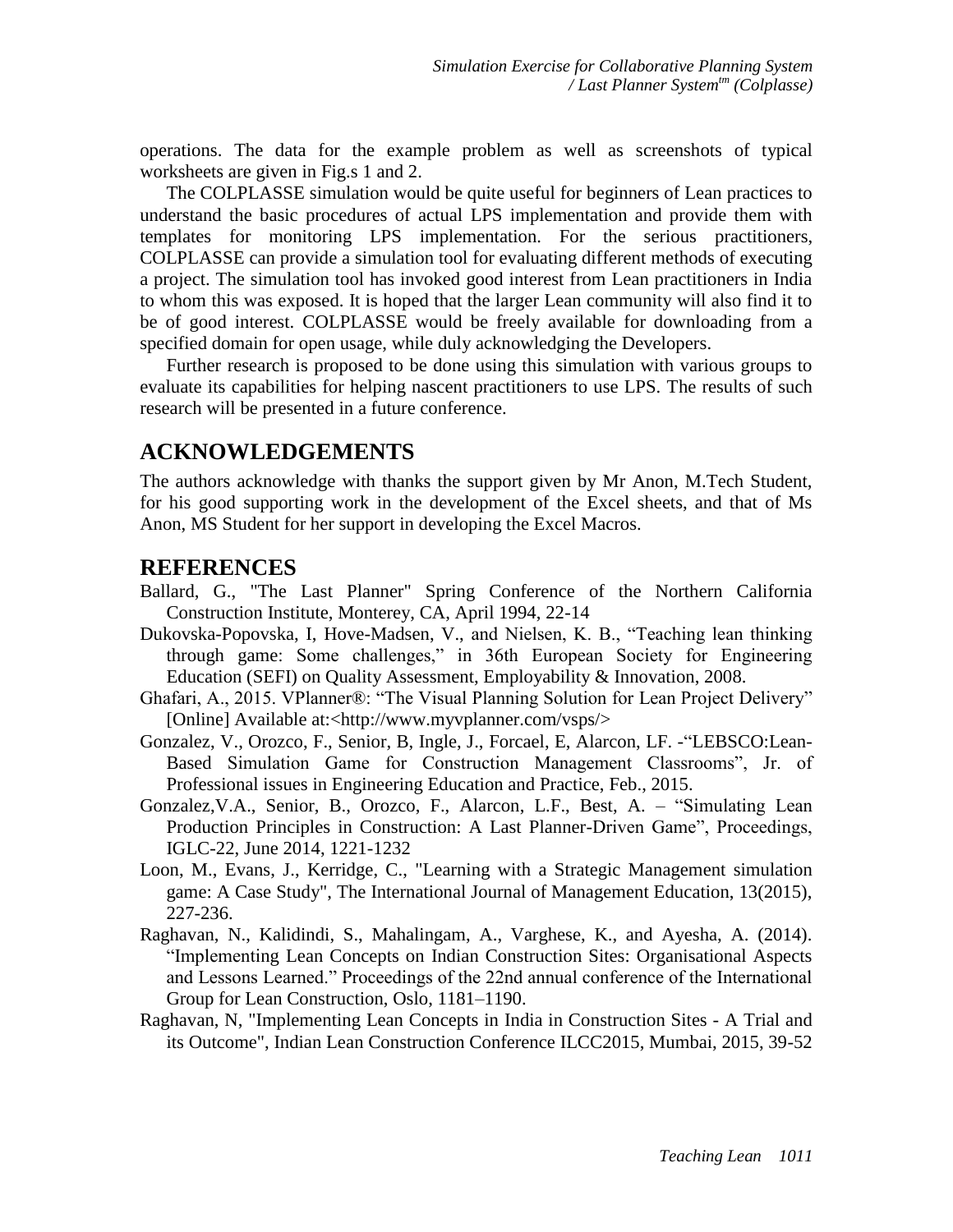operations. The data for the example problem as well as screenshots of typical worksheets are given in Fig.s 1 and 2.

The COLPLASSE simulation would be quite useful for beginners of Lean practices to understand the basic procedures of actual LPS implementation and provide them with templates for monitoring LPS implementation. For the serious practitioners, COLPLASSE can provide a simulation tool for evaluating different methods of executing a project. The simulation tool has invoked good interest from Lean practitioners in India to whom this was exposed. It is hoped that the larger Lean community will also find it to be of good interest. COLPLASSE would be freely available for downloading from a specified domain for open usage, while duly acknowledging the Developers.

Further research is proposed to be done using this simulation with various groups to evaluate its capabilities for helping nascent practitioners to use LPS. The results of such research will be presented in a future conference.

## ACKNOWLEDGEMENTS

The authors acknowledge with thanks the support given by Mr Anon, M.Tech Student, for his good supporting work in the development of the Excel sheets, and that of Ms Anon, MS Student for her support in developing the Excel Macros.

## REFERENCES

Ballard, G., "The Last Planner" Spring Conference of the Northern California Construction Institute, Monterey, CA, April 1994, 22-14

Dukovska-Popovska, I, Hove-Madsen, V., and Nielsen, K. B., "Teaching lean thinking through game: Some challenges," in 36th European Society for Engineering Education (SEFI) on Quality Assessment, Employability & Innovation, 2008.

Ghafari, A., 2015. VPlanner®: "The Visual Planning Solution for Lean Project Delivery" [Online] Available at:<http://www.myvplanner.com/vsps/>

Gonzalez, V., Orozco, F., Senior, B, Ingle, J., Forcael, E, Alarcon, LF. -"LEBSCO:Lean-Based Simulation Game for Construction Management Classrooms", Jr. of Professional issues in Engineering Education and Practice, Feb., 2015.

Gonzalez,V.A., Senior, B., Orozco, F., Alarcon, L.F., Best, A. – "Simulating Lean Production Principles in Construction: A Last Planner-Driven Game", Proceedings, IGLC-22, June 2014, 1221-1232

Loon, M., Evans, J., Kerridge, C., "Learning with a Strategic Management simulation game: A Case Study", The International Journal of Management Education, 13(2015), 227-236.

Raghavan, N., Kalidindi, S., Mahalingam, A., Varghese, K., and Ayesha, A. (2014). "Implementing Lean Concepts on Indian Construction Sites: Organisational Aspects and Lessons Learned." Proceedings of the 22nd annual conference of the International Group for Lean Construction, Oslo, 1181–1190.

Raghavan, N, "Implementing Lean Concepts in India in Construction Sites - A Trial and its Outcome", Indian Lean Construction Conference ILCC2015, Mumbai, 2015, 39-52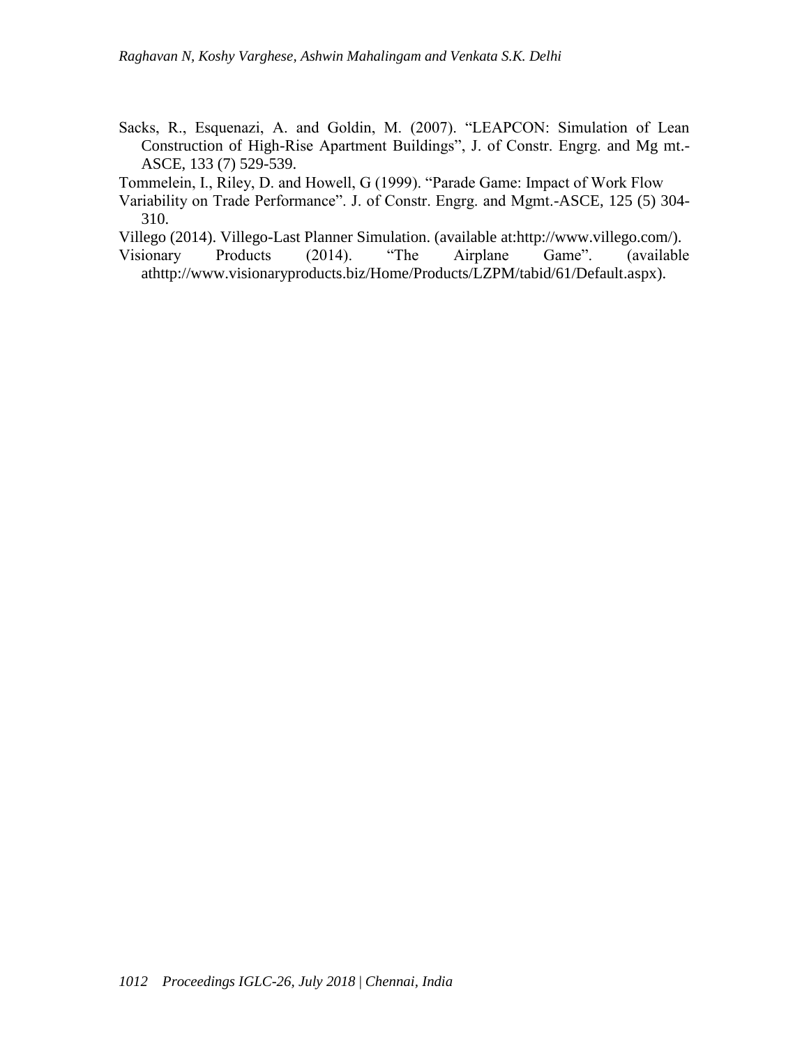Sacks, R., Esquenazi, A. and Goldin, M. (2007). "LEAPCON: Simulation of Lean Construction of High-Rise Apartment Buildings", J. of Constr. Engrg. and Mg mt.-ASCE, 133 (7) 529-539.

Tommelein, I., Riley, D. and Howell, G (1999). "Parade Game: Impact of Work Flow Variability on Trade Performance". J. of Constr. Engrg. and Mgmt.-ASCE, 125 (5) 304-310.

Villego (2014). Villego-Last Planner Simulation. (available at:http://www.villego.com/).

Visionary Products (2014). "The Airplane Game". (available athttp://www.visionaryproducts.biz/Home/Products/LZPM/tabid/61/Default.aspx).